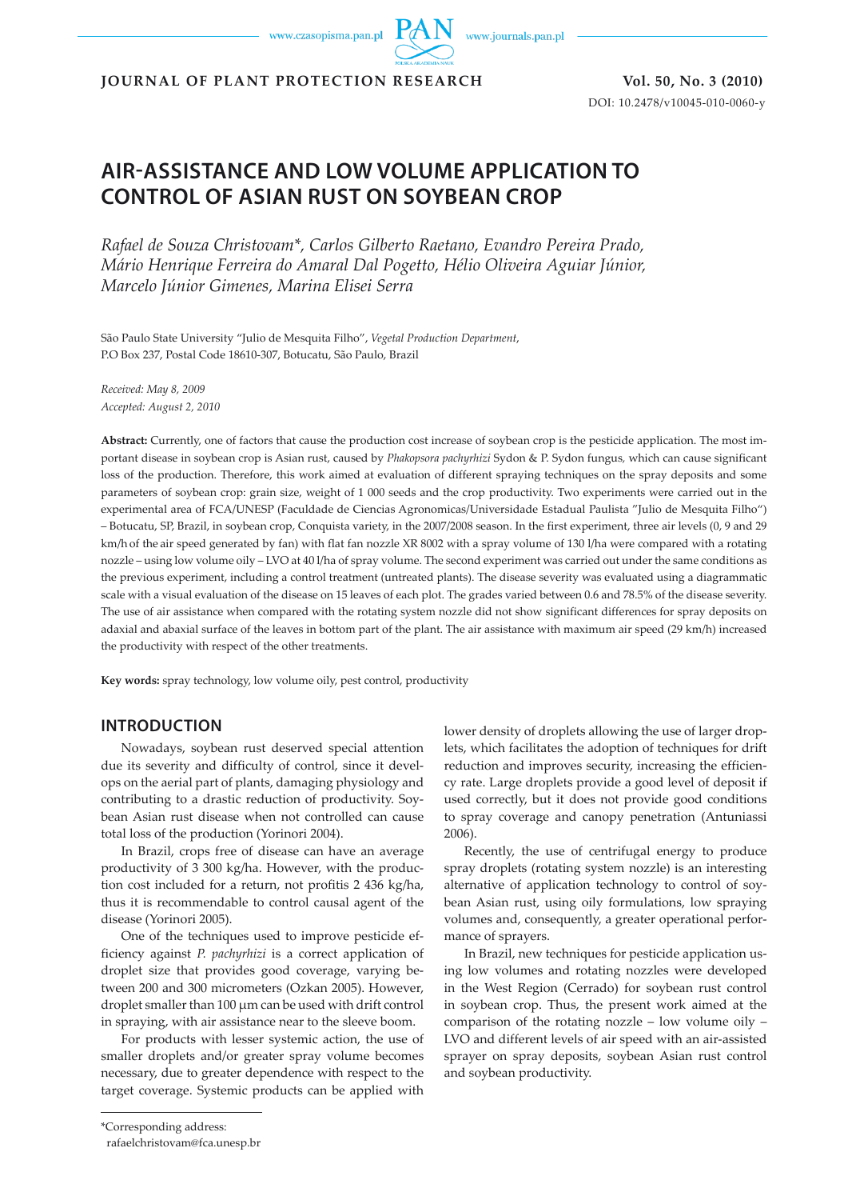# AIR-ASSISTANCE AND LOW VOLUME APPLICATION TO CONTROL OF ASIAN RUST ON SOYBEAN CROP

*Rafael de Souza Christovam\*, Carlos Gilberto Raetano, Evandro Pereira Prado, Mário Henrique Ferreira do Amaral Dal Pogetto, Hélio Oliveira Aguiar Júnior, Marcelo Júnior Gimenes, Marina Elisei Serra*

São Paulo State University "Julio de Mesquita Filho", *Vegetal Production Department*, P.O Box 237, Postal Code 18610-307, Botucatu, São Paulo, Brazil

*Received: May 8, 2009*
*Accepted: August 2, 2010*

**Abstract:** Currently, one of factors that cause the production cost increase of soybean crop is the pesticide application. The most important disease in soybean crop is Asian rust, caused by *Phakopsora pachyrhizi* Sydon & P. Sydon fungus, which can cause significant loss of the production. Therefore, this work aimed at evaluation of different spraying techniques on the spray deposits and some parameters of soybean crop: grain size, weight of 1 000 seeds and the crop productivity. Two experiments were carried out in the experimental area of FCA/UNESP (Faculdade de Ciencias Agronomicas/Universidade Estadual Paulista "Julio de Mesquita Filho") – Botucatu, SP, Brazil, in soybean crop, Conquista variety, in the 2007/2008 season. In the first experiment, three air levels (0, 9 and 29 km/h of the air speed generated by fan) with flat fan nozzle XR 8002 with a spray volume of 130 l/ha were compared with a rotating nozzle – using low volume oily – LVO at 40 l/ha of spray volume. The second experiment was carried out under the same conditions as the previous experiment, including a control treatment (untreated plants). The disease severity was evaluated using a diagrammatic scale with a visual evaluation of the disease on 15 leaves of each plot. The grades varied between 0.6 and 78.5% of the disease severity. The use of air assistance when compared with the rotating system nozzle did not show significant differences for spray deposits on adaxial and abaxial surface of the leaves in bottom part of the plant. The air assistance with maximum air speed (29 km/h) increased the productivity with respect of the other treatments.

**Key words:** spray technology, low volume oily, pest control, productivity

## INTRODUCTION

Nowadays, soybean rust deserved special attention due its severity and difficulty of control, since it develops on the aerial part of plants, damaging physiology and contributing to a drastic reduction of productivity. Soybean Asian rust disease when not controlled can cause total loss of the production (Yorinori 2004).

In Brazil, crops free of disease can have an average productivity of 3 300 kg/ha. However, with the production cost included for a return, not profitis 2 436 kg/ha, thus it is recommendable to control causal agent of the disease (Yorinori 2005).

One of the techniques used to improve pesticide efficiency against *P. pachyrhizi* is a correct application of droplet size that provides good coverage, varying between 200 and 300 micrometers (Ozkan 2005). However, droplet smaller than 100 μm can be used with drift control in spraying, with air assistance near to the sleeve boom.

For products with lesser systemic action, the use of smaller droplets and/or greater spray volume becomes necessary, due to greater dependence with respect to the target coverage. Systemic products can be applied with lower density of droplets allowing the use of larger droplets, which facilitates the adoption of techniques for drift reduction and improves security, increasing the efficiency rate. Large droplets provide a good level of deposit if used correctly, but it does not provide good conditions to spray coverage and canopy penetration (Antuniassi 2006).

Recently, the use of centrifugal energy to produce spray droplets (rotating system nozzle) is an interesting alternative of application technology to control of soybean Asian rust, using oily formulations, low spraying volumes and, consequently, a greater operational performance of sprayers.

In Brazil, new techniques for pesticide application using low volumes and rotating nozzles were developed in the West Region (Cerrado) for soybean rust control in soybean crop. Thus, the present work aimed at the comparison of the rotating nozzle – low volume oily – LVO and different levels of air speed with an air-assisted sprayer on spray deposits, soybean Asian rust control and soybean productivity.

\*Corresponding address:
rafaelchristovam@fca.unesp.br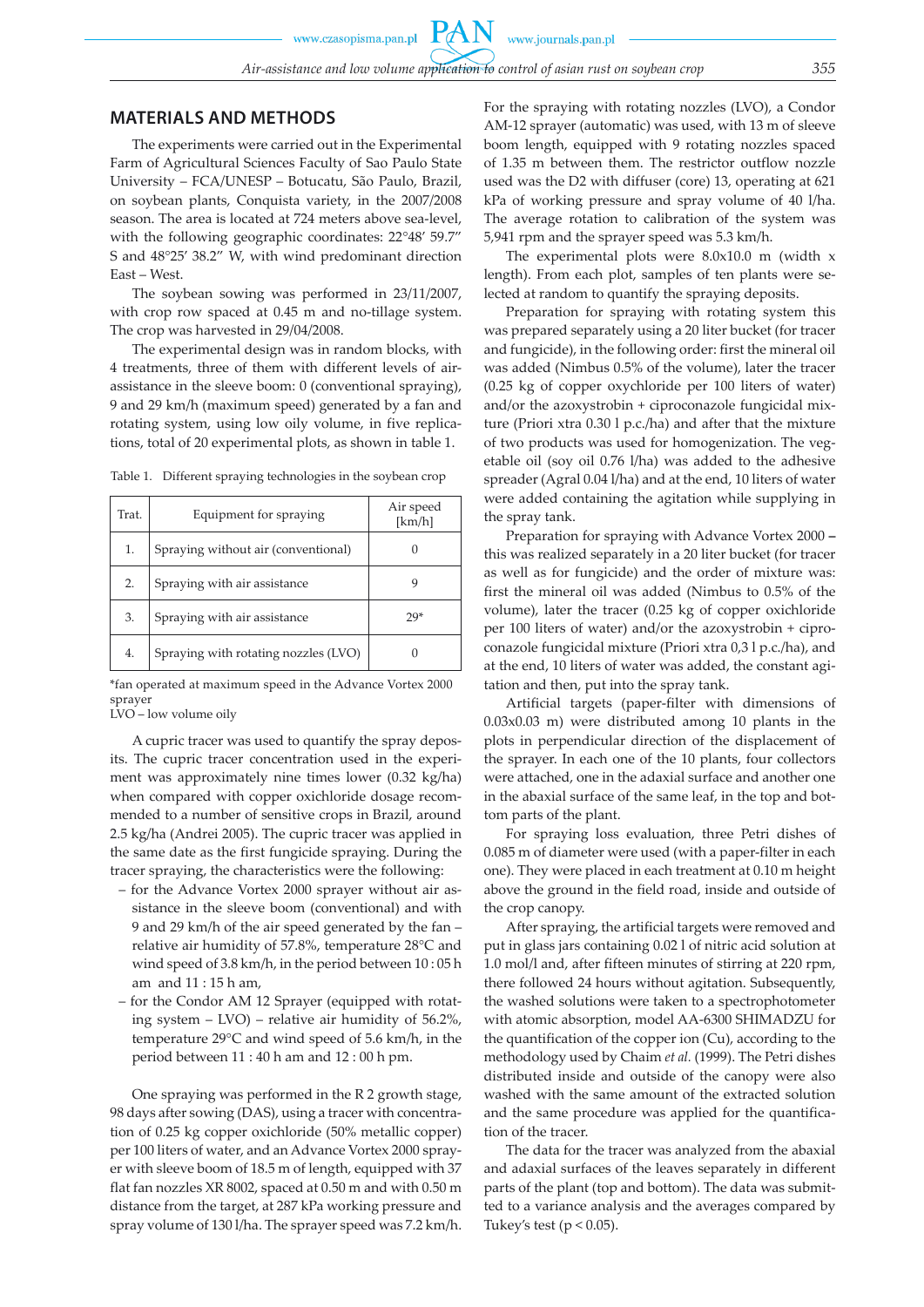## MATERIALS AND METHODS

The experiments were carried out in the Experimental Farm of Agricultural Sciences Faculty of Sao Paulo State University – FCA/UNESP – Botucatu, São Paulo, Brazil, on soybean plants, Conquista variety, in the 2007/2008 season. The area is located at 724 meters above sea-level, with the following geographic coordinates: 22°48' 59.7" S and 48°25' 38.2" W, with wind predominant direction East – West.

The soybean sowing was performed in 23/11/2007, with crop row spaced at 0.45 m and no-tillage system. The crop was harvested in 29/04/2008.

The experimental design was in random blocks, with 4 treatments, three of them with different levels of air-assistance in the sleeve boom: 0 (conventional spraying), 9 and 29 km/h (maximum speed) generated by a fan and rotating system, using low oily volume, in five replications, total of 20 experimental plots, as shown in table 1.

Table 1. Different spraying technologies in the soybean crop

| Trat. | Equipment for spraying | Air speed [km/h] |
|---|---|---|
| 1. | Spraying without air (conventional) | 0 |
| 2. | Spraying with air assistance | 9 |
| 3. | Spraying with air assistance | 29* |
| 4. | Spraying with rotating nozzles (LVO) | 0 |

*fan operated at maximum speed in the Advance Vortex 2000 sprayer
LVO – low volume oily

A cupric tracer was used to quantify the spray deposits. The cupric tracer concentration used in the experiment was approximately nine times lower (0.32 kg/ha) when compared with copper oxichloride dosage recommended to a number of sensitive crops in Brazil, around 2.5 kg/ha (Andrei 2005). The cupric tracer was applied in the same date as the first fungicide spraying. During the tracer spraying, the characteristics were the following:

- for the Advance Vortex 2000 sprayer without air assistance in the sleeve boom (conventional) and with 9 and 29 km/h of the air speed generated by the fan – relative air humidity of 57.8%, temperature 28°C and wind speed of 3.8 km/h, in the period between 10 : 05 h am and 11 : 15 h am,
- for the Condor AM 12 Sprayer (equipped with rotating system – LVO) – relative air humidity of 56.2%, temperature 29°C and wind speed of 5.6 km/h, in the period between 11 : 40 h am and 12 : 00 h pm.

One spraying was performed in the R 2 growth stage, 98 days after sowing (DAS), using a tracer with concentration of 0.25 kg copper oxichloride (50% metallic copper) per 100 liters of water, and an Advance Vortex 2000 sprayer with sleeve boom of 18.5 m of length, equipped with 37 flat fan nozzles XR 8002, spaced at 0.50 m and with 0.50 m distance from the target, at 287 kPa working pressure and spray volume of 130 l/ha. The sprayer speed was 7.2 km/h.

For the spraying with rotating nozzles (LVO), a Condor AM-12 sprayer (automatic) was used, with 13 m of sleeve boom length, equipped with 9 rotating nozzles spaced of 1.35 m between them. The restrictor outflow nozzle used was the D2 with diffuser (core) 13, operating at 621 kPa of working pressure and spray volume of 40 l/ha. The average rotation to calibration of the system was 5,941 rpm and the sprayer speed was 5.3 km/h.

The experimental plots were 8.0x10.0 m (width x length). From each plot, samples of ten plants were selected at random to quantify the spraying deposits.

Preparation for spraying with rotating system this was prepared separately using a 20 liter bucket (for tracer and fungicide), in the following order: first the mineral oil was added (Nimbus 0.5% of the volume), later the tracer (0.25 kg of copper oxychloride per 100 liters of water) and/or the azoxystrobin + ciproconazole fungicidal mixture (Priori xtra 0.30 l p.c./ha) and after that the mixture of two products was used for homogenization. The vegetable oil (soy oil 0.76 l/ha) was added to the adhesive spreader (Agral 0.04 l/ha) and at the end, 10 liters of water were added containing the agitation while supplying in the spray tank.

Preparation for spraying with Advance Vortex 2000 – this was realized separately in a 20 liter bucket (for tracer as well as for fungicide) and the order of mixture was: first the mineral oil was added (Nimbus to 0.5% of the volume), later the tracer (0.25 kg of copper oxichloride per 100 liters of water) and/or the azoxystrobin + ciproconazole fungicidal mixture (Priori xtra 0,3 l p.c./ha), and at the end, 10 liters of water was added, the constant agitation and then, put into the spray tank.

Artificial targets (paper-filter with dimensions of 0.03x0.03 m) were distributed among 10 plants in the plots in perpendicular direction of the displacement of the sprayer. In each one of the 10 plants, four collectors were attached, one in the adaxial surface and another one in the abaxial surface of the same leaf, in the top and bottom parts of the plant.

For spraying loss evaluation, three Petri dishes of 0.085 m of diameter were used (with a paper-filter in each one). They were placed in each treatment at 0.10 m height above the ground in the field road, inside and outside of the crop canopy.

After spraying, the artificial targets were removed and put in glass jars containing 0.02 l of nitric acid solution at 1.0 mol/l and, after fifteen minutes of stirring at 220 rpm, there followed 24 hours without agitation. Subsequently, the washed solutions were taken to a spectrophotometer with atomic absorption, model AA-6300 SHIMADZU for the quantification of the copper ion (Cu), according to the methodology used by Chaim *et al.* (1999). The Petri dishes distributed inside and outside of the canopy were also washed with the same amount of the extracted solution and the same procedure was applied for the quantification of the tracer.

The data for the tracer was analyzed from the abaxial and adaxial surfaces of the leaves separately in different parts of the plant (top and bottom). The data was submitted to a variance analysis and the averages compared by Tukey's test ($p < 0.05$).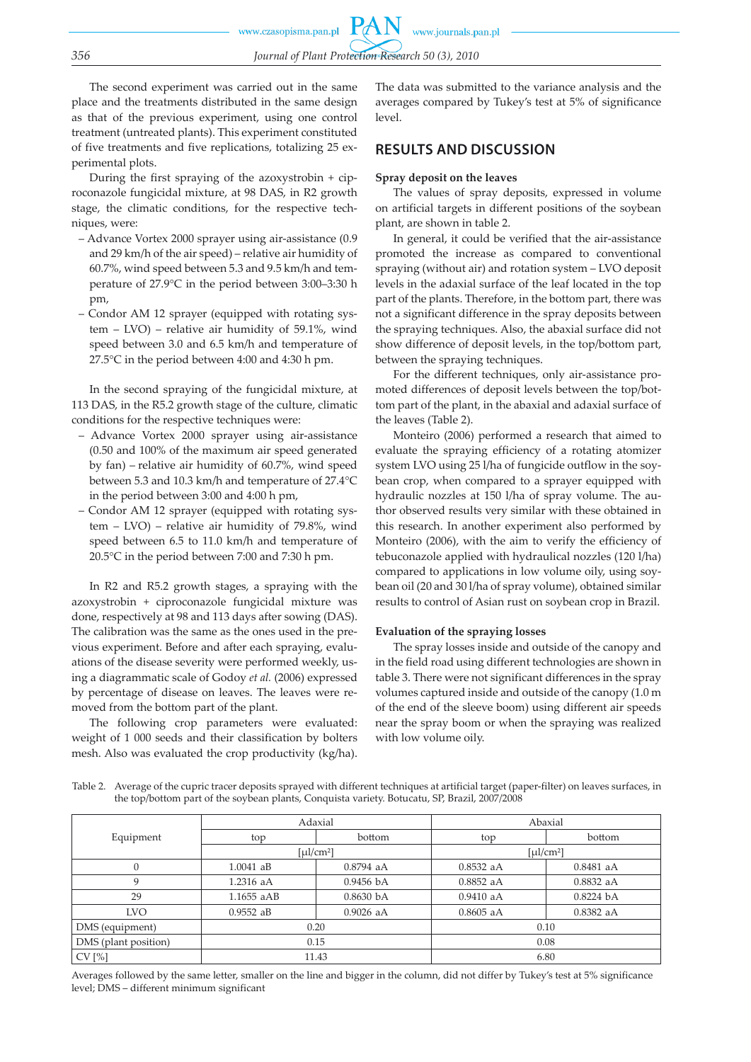The second experiment was carried out in the same place and the treatments distributed in the same design as that of the previous experiment, using one control treatment (untreated plants). This experiment constituted of five treatments and five replications, totalizing 25 experimental plots.

During the first spraying of the azoxystrobin + ciproconazole fungicidal mixture, at 98 DAS, in R2 growth stage, the climatic conditions, for the respective techniques, were:

- Advance Vortex 2000 sprayer using air-assistance (0.9 and 29 km/h of the air speed) – relative air humidity of 60.7%, wind speed between 5.3 and 9.5 km/h and temperature of 27.9°C in the period between 3:00–3:30 h pm,
- Condor AM 12 sprayer (equipped with rotating system – LVO) – relative air humidity of 59.1%, wind speed between 3.0 and 6.5 km/h and temperature of 27.5°C in the period between 4:00 and 4:30 h pm.

In the second spraying of the fungicidal mixture, at 113 DAS, in the R5.2 growth stage of the culture, climatic conditions for the respective techniques were:

- Advance Vortex 2000 sprayer using air-assistance (0.50 and 100% of the maximum air speed generated by fan) – relative air humidity of 60.7%, wind speed between 5.3 and 10.3 km/h and temperature of 27.4°C in the period between 3:00 and 4:00 h pm,
- Condor AM 12 sprayer (equipped with rotating system – LVO) – relative air humidity of 79.8%, wind speed between 6.5 to 11.0 km/h and temperature of 20.5°C in the period between 7:00 and 7:30 h pm.

In R2 and R5.2 growth stages, a spraying with the azoxystrobin + ciproconazole fungicidal mixture was done, respectively at 98 and 113 days after sowing (DAS). The calibration was the same as the ones used in the previous experiment. Before and after each spraying, evaluations of the disease severity were performed weekly, using a diagrammatic scale of Godoy *et al.* (2006) expressed by percentage of disease on leaves. The leaves were removed from the bottom part of the plant.

The following crop parameters were evaluated: weight of 1 000 seeds and their classification by bolters mesh. Also was evaluated the crop productivity (kg/ha). The data was submitted to the variance analysis and the averages compared by Tukey's test at 5% of significance level.

## RESULTS AND DISCUSSION

### Spray deposit on the leaves

The values of spray deposits, expressed in volume on artificial targets in different positions of the soybean plant, are shown in table 2.

In general, it could be verified that the air-assistance promoted the increase as compared to conventional spraying (without air) and rotation system – LVO deposit levels in the adaxial surface of the leaf located in the top part of the plants. Therefore, in the bottom part, there was not a significant difference in the spray deposits between the spraying techniques. Also, the abaxial surface did not show difference of deposit levels, in the top/bottom part, between the spraying techniques.

For the different techniques, only air-assistance promoted differences of deposit levels between the top/bottom part of the plant, in the abaxial and adaxial surface of the leaves (Table 2).

Monteiro (2006) performed a research that aimed to evaluate the spraying efficiency of a rotating atomizer system LVO using 25 l/ha of fungicide outflow in the soybean crop, when compared to a sprayer equipped with hydraulic nozzles at 150 l/ha of spray volume. The author observed results very similar with these obtained in this research. In another experiment also performed by Monteiro (2006), with the aim to verify the efficiency of tebuconazole applied with hydraulical nozzles (120 l/ha) compared to applications in low volume oily, using soybean oil (20 and 30 l/ha of spray volume), obtained similar results to control of Asian rust on soybean crop in Brazil.

### Evaluation of the spraying losses

The spray losses inside and outside of the canopy and in the field road using different technologies are shown in table 3. There were not significant differences in the spray volumes captured inside and outside of the canopy (1.0 m of the end of the sleeve boom) using different air speeds near the spray boom or when the spraying was realized with low volume oily.

Table 2. Average of the cupric tracer deposits sprayed with different techniques at artificial target (paper-filter) on leaves surfaces, in the top/bottom part of the soybean plants, Conquista variety. Botucatu, SP, Brazil, 2007/2008

| Equipment | Adaxial | | Abaxial | |
|---|---|---|---|---|
| | top | bottom | top | bottom |
| | [μl/cm²] | | [μl/cm²] | |
| 0 | 1.0041 aB | 0.8794 aA | 0.8532 aA | 0.8481 aA |
| 9 | 1.2316 aA | 0.9456 bA | 0.8852 aA | 0.8832 aA |
| 29 | 1.1655 aAB | 0.8630 bA | 0.9410 aA | 0.8224 bA |
| LVO | 0.9552 aB | 0.9026 aA | 0.8605 aA | 0.8382 aA |
| DMS (equipment) | 0.20 | | 0.10 | |
| DMS (plant position) | 0.15 | | 0.08 | |
| CV [%] | 11.43 | | 6.80 | |

Averages followed by the same letter, smaller on the line and bigger in the column, did not differ by Tukey's test at 5% significance level; DMS – different minimum significant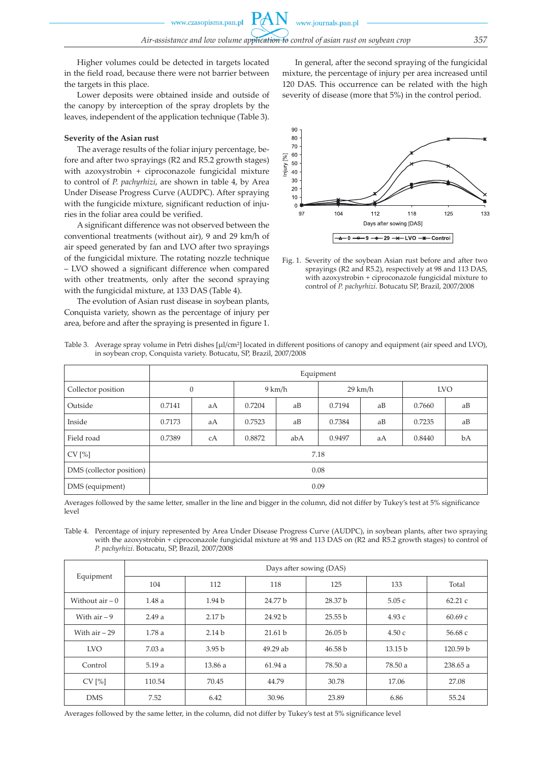Higher volumes could be detected in targets located in the field road, because there were not barrier between the targets in this place.

Lower deposits were obtained inside and outside of the canopy by interception of the spray droplets by the leaves, independent of the application technique (Table 3).

### Severity of the Asian rust

The average results of the foliar injury percentage, before and after two sprayings (R2 and R5.2 growth stages) with azoxystrobin + ciproconazole fungicidal mixture to control of *P. pachyrhizi*, are shown in table 4, by Area Under Disease Progress Curve (AUDPC). After spraying with the fungicide mixture, significant reduction of injuries in the foliar area could be verified.

A significant difference was not observed between the conventional treatments (without air), 9 and 29 km/h of air speed generated by fan and LVO after two sprayings of the fungicidal mixture. The rotating nozzle technique – LVO showed a significant difference when compared with other treatments, only after the second spraying with the fungicidal mixture, at 133 DAS (Table 4).

The evolution of Asian rust disease in soybean plants, Conquista variety, shown as the percentage of injury per area, before and after the spraying is presented in figure 1.

In general, after the second spraying of the fungicidal mixture, the percentage of injury per area increased until 120 DAS. This occurrence can be related with the high severity of disease (more that 5%) in the control period.

Fig. 1. Severity of the soybean Asian rust before and after two sprayings (R2 and R5.2), respectively at 98 and 113 DAS, with azoxystrobin + ciproconazole fungicidal mixture to control of *P. pachyrhizi*. Botucatu SP, Brazil, 2007/2008

Table 3. Average spray volume in Petri dishes [µl/cm²] located in different positions of canopy and equipment (air speed and LVO), in soybean crop, Conquista variety. Botucatu, SP, Brazil, 2007/2008

| | Equipment | | | | | | | |
|---|---|---|---|---|---|---|---|---|
| Collector position | 0 | | 9 km/h | | 29 km/h | | LVO | |
| Outside | 0.7141 | aA | 0.7204 | aB | 0.7194 | aB | 0.7660 | aB |
| Inside | 0.7173 | aA | 0.7523 | aB | 0.7384 | aB | 0.7235 | aB |
| Field road | 0.7389 | cA | 0.8872 | abA | 0.9497 | aA | 0.8440 | bA |
| CV [%] | 7.18 | | | | | | | |
| DMS (collector position) | 0.08 | | | | | | | |
| DMS (equipment) | 0.09 | | | | | | | |

Averages followed by the same letter, smaller in the line and bigger in the column, did not differ by Tukey's test at 5% significance level

Table 4. Percentage of injury represented by Area Under Disease Progress Curve (AUDPC), in soybean plants, after two spraying with the azoxystrobin + ciproconazole fungicidal mixture at 98 and 113 DAS on (R2 and R5.2 growth stages) to control of *P. pachyrhizi*. Botucatu, SP, Brazil, 2007/2008

| Equipment | Days after sowing (DAS) | | | | | |
|---|---|---|---|---|---|---|
| | 104 | 112 | 118 | 125 | 133 | Total |
| Without air – 0 | 1.48 a | 1.94 b | 24.77 b | 28.37 b | 5.05 c | 62.21 c |
| With air – 9 | 2.49 a | 2.17 b | 24.92 b | 25.55 b | 4.93 c | 60.69 c |
| With air – 29 | 1.78 a | 2.14 b | 21.61 b | 26.05 b | 4.50 c | 56.68 c |
| LVO | 7.03 a | 3.95 b | 49.29 ab | 46.58 b | 13.15 b | 120.59 b |
| Control | 5.19 a | 13.86 a | 61.94 a | 78.50 a | 78.50 a | 238.65 a |
| CV [%] | 110.54 | 70.45 | 44.79 | 30.78 | 17.06 | 27.08 |
| DMS | 7.52 | 6.42 | 30.96 | 23.89 | 6.86 | 55.24 |

Averages followed by the same letter, in the column, did not differ by Tukey's test at 5% significance level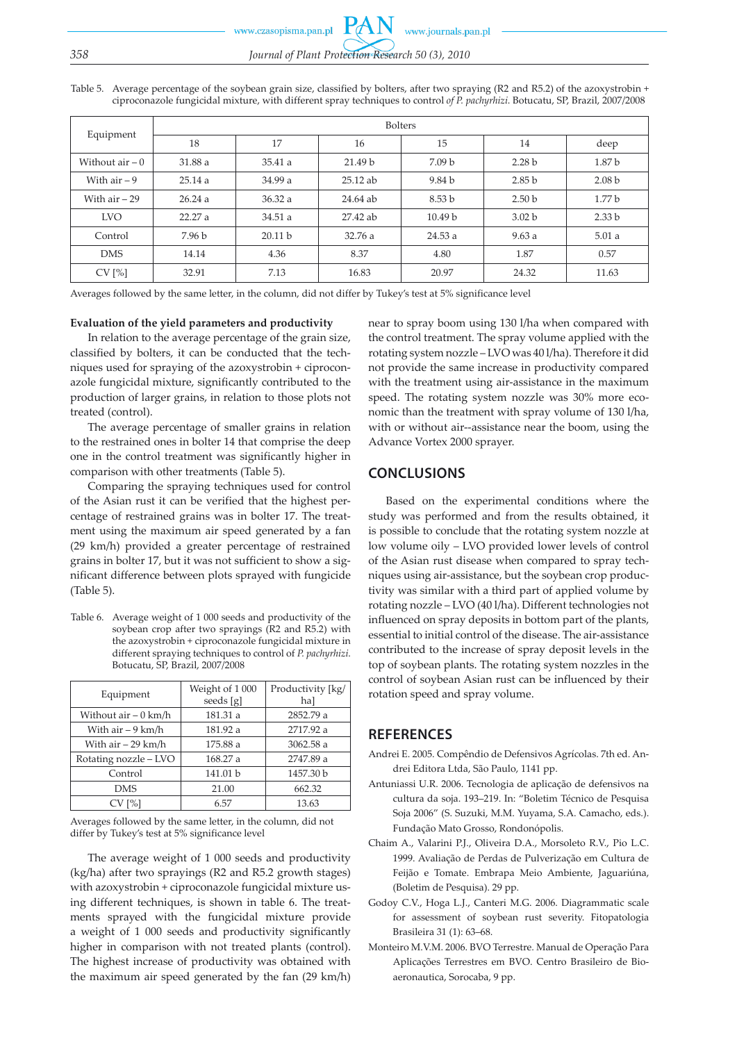Table 5. Average percentage of the soybean grain size, classified by bolters, after two spraying (R2 and R5.2) of the azoxystrobin + ciproconazole fungicidal mixture, with different spray techniques to control *of P. pachyrhizi*. Botucatu, SP, Brazil, 2007/2008

| Equipment | Bolters | | | | | |
|---|---|---|---|---|---|---|
| | 18 | 17 | 16 | 15 | 14 | deep |
| Without air – 0 | 31.88 a | 35.41 a | 21.49 b | 7.09 b | 2.28 b | 1.87 b |
| With air – 9 | 25.14 a | 34.99 a | 25.12 ab | 9.84 b | 2.85 b | 2.08 b |
| With air – 29 | 26.24 a | 36.32 a | 24.64 ab | 8.53 b | 2.50 b | 1.77 b |
| LVO | 22.27 a | 34.51 a | 27.42 ab | 10.49 b | 3.02 b | 2.33 b |
| Control | 7.96 b | 20.11 b | 32.76 a | 24.53 a | 9.63 a | 5.01 a |
| DMS | 14.14 | 4.36 | 8.37 | 4.80 | 1.87 | 0.57 |
| CV [%] | 32.91 | 7.13 | 16.83 | 20.97 | 24.32 | 11.63 |

Averages followed by the same letter, in the column, did not differ by Tukey's test at 5% significance level

**Evaluation of the yield parameters and productivity**

In relation to the average percentage of the grain size, classified by bolters, it can be conducted that the techniques used for spraying of the azoxystrobin + ciproconazole fungicidal mixture, significantly contributed to the production of larger grains, in relation to those plots not treated (control).

The average percentage of smaller grains in relation to the restrained ones in bolter 14 that comprise the deep one in the control treatment was significantly higher in comparison with other treatments (Table 5).

Comparing the spraying techniques used for control of the Asian rust it can be verified that the highest percentage of restrained grains was in bolter 17. The treatment using the maximum air speed generated by a fan (29 km/h) provided a greater percentage of restrained grains in bolter 17, but it was not sufficient to show a significant difference between plots sprayed with fungicide (Table 5).

Table 6. Average weight of 1 000 seeds and productivity of the soybean crop after two sprayings (R2 and R5.2) with the azoxystrobin + ciproconazole fungicidal mixture in different spraying techniques to control of *P. pachyrhizi*. Botucatu, SP, Brazil, 2007/2008

| Equipment | Weight of 1 000 seeds [g] | Productivity [kg/ha] |
|---|---|---|
| Without air – 0 km/h | 181.31 a | 2852.79 a |
| With air – 9 km/h | 181.92 a | 2717.92 a |
| With air – 29 km/h | 175.88 a | 3062.58 a |
| Rotating nozzle – LVO | 168.27 a | 2747.89 a |
| Control | 141.01 b | 1457.30 b |
| DMS | 21.00 | 662.32 |
| CV [%] | 6.57 | 13.63 |

Averages followed by the same letter, in the column, did not differ by Tukey's test at 5% significance level

The average weight of 1 000 seeds and productivity (kg/ha) after two sprayings (R2 and R5.2 growth stages) with azoxystrobin + ciproconazole fungicidal mixture using different techniques, is shown in table 6. The treatments sprayed with the fungicidal mixture provide a weight of 1 000 seeds and productivity significantly higher in comparison with not treated plants (control). The highest increase of productivity was obtained with the maximum air speed generated by the fan (29 km/h) near to spray boom using 130 l/ha when compared with the control treatment. The spray volume applied with the rotating system nozzle – LVO was 40 l/ha). Therefore it did not provide the same increase in productivity compared with the treatment using air-assistance in the maximum speed. The rotating system nozzle was 30% more economic than the treatment with spray volume of 130 l/ha, with or without air--assistance near the boom, using the Advance Vortex 2000 sprayer.

## CONCLUSIONS

Based on the experimental conditions where the study was performed and from the results obtained, it is possible to conclude that the rotating system nozzle at low volume oily – LVO provided lower levels of control of the Asian rust disease when compared to spray techniques using air-assistance, but the soybean crop productivity was similar with a third part of applied volume by rotating nozzle – LVO (40 l/ha). Different technologies not influenced on spray deposits in bottom part of the plants, essential to initial control of the disease. The air-assistance contributed to the increase of spray deposit levels in the top of soybean plants. The rotating system nozzles in the control of soybean Asian rust can be influenced by their rotation speed and spray volume.

## REFERENCES

Andrei E. 2005. Compêndio de Defensivos Agrícolas. 7th ed. Andrei Editora Ltda, São Paulo, 1141 pp.

Antuniassi U.R. 2006. Tecnologia de aplicação de defensivos na cultura da soja. 193–219. In: "Boletim Técnico de Pesquisa Soja 2006" (S. Suzuki, M.M. Yuyama, S.A. Camacho, eds.). Fundação Mato Grosso, Rondonópolis.

Chaim A., Valarini P.J., Oliveira D.A., Morsoleto R.V., Pio L.C. 1999. Avaliação de Perdas de Pulverização em Cultura de Feijão e Tomate. Embrapa Meio Ambiente, Jaguariúna, (Boletim de Pesquisa). 29 pp.

Godoy C.V., Hoga L.J., Canteri M.G. 2006. Diagrammatic scale for assessment of soybean rust severity. Fitopatologia Brasileira 31 (1): 63–68.

Monteiro M.V.M. 2006. BVO Terrestre. Manual de Operação Para Aplicações Terrestres em BVO. Centro Brasileiro de Bioaeronautica, Sorocaba, 9 pp.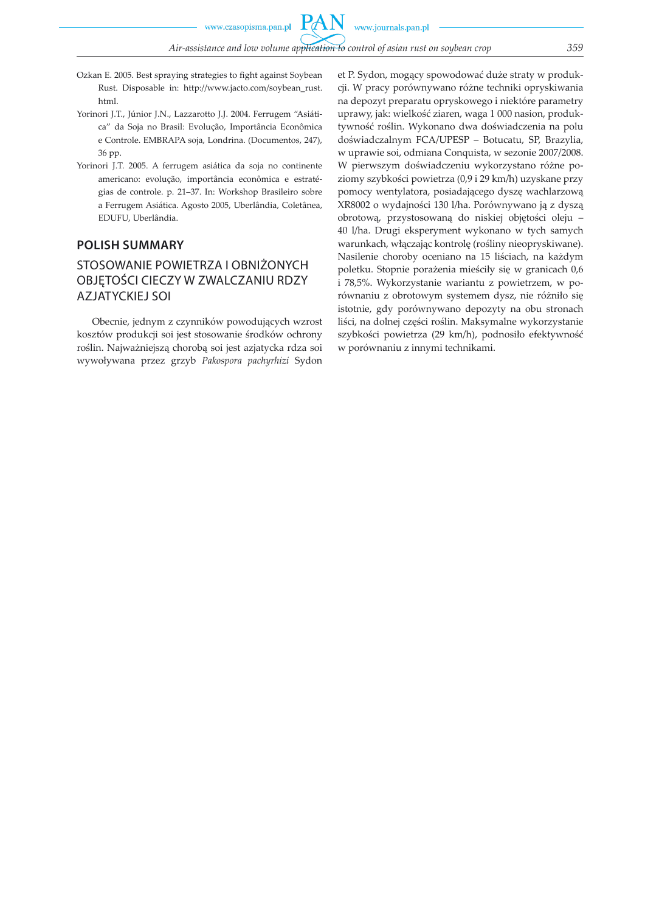Ozkan E. 2005. Best spraying strategies to fight against Soybean Rust. Disposable in: http://www.jacto.com/soybean_rust.html.

Yorinori J.T., Júnior J.N., Lazzarotto J.J. 2004. Ferrugem "Asiática" da Soja no Brasil: Evolução, Importância Econômica e Controle. EMBRAPA soja, Londrina. (Documentos, 247), 36 pp.

Yorinori J.T. 2005. A ferrugem asiática da soja no continente americano: evolução, importância econômica e estratégias de controle. p. 21–37. In: Workshop Brasileiro sobre a Ferrugem Asiática. Agosto 2005, Uberlândia, Coletânea, EDUFU, Uberlândia.

## POLISH SUMMARY

## STOSOWANIE POWIETRZA I OBNIŻONYCH OBJĘTOŚCI CIECZY W ZWALCZANIU RDZY AZJATYCKIEJ SOI

Obecnie, jednym z czynników powodujących wzrost kosztów produkcji soi jest stosowanie środków ochrony roślin. Najważniejszą chorobą soi jest azjatycka rdza soi wywoływana przez grzyb *Pakospora pachyrhizi* Sydon et P. Sydon, mogący spowodować duże straty w produkcji. W pracy porównywano różne techniki opryskiwania na depozyt preparatu opryskowego i niektóre parametry uprawy, jak: wielkość ziaren, waga 1 000 nasion, produktywność roślin. Wykonano dwa doświadczenia na polu doświadczalnym FCA/UPESP – Botucatu, SP, Brazylia, w uprawie soi, odmiana Conquista, w sezonie 2007/2008. W pierwszym doświadczeniu wykorzystano różne poziomy szybkości powietrza (0,9 i 29 km/h) uzyskane przy pomocy wentylatora, posiadającego dyszę wachlarzową XR8002 o wydajności 130 l/ha. Porównywano ją z dyszą obrotową, przystosowaną do niskiej objętości oleju – 40 l/ha. Drugi eksperyment wykonano w tych samych warunkach, włączając kontrolę (rośliny nieopryskiwane). Nasilenie choroby oceniano na 15 liściach, na każdym poletku. Stopnie porażenia mieściły się w granicach 0,6 i 78,5%. Wykorzystanie wariantu z powietrzem, w porównaniu z obrotowym systemem dysz, nie różniło się istotnie, gdy porównywano depozyty na obu stronach liści, na dolnej części roślin. Maksymalne wykorzystanie szybkości powietrza (29 km/h), podnosiło efektywność w porównaniu z innymi technikami.